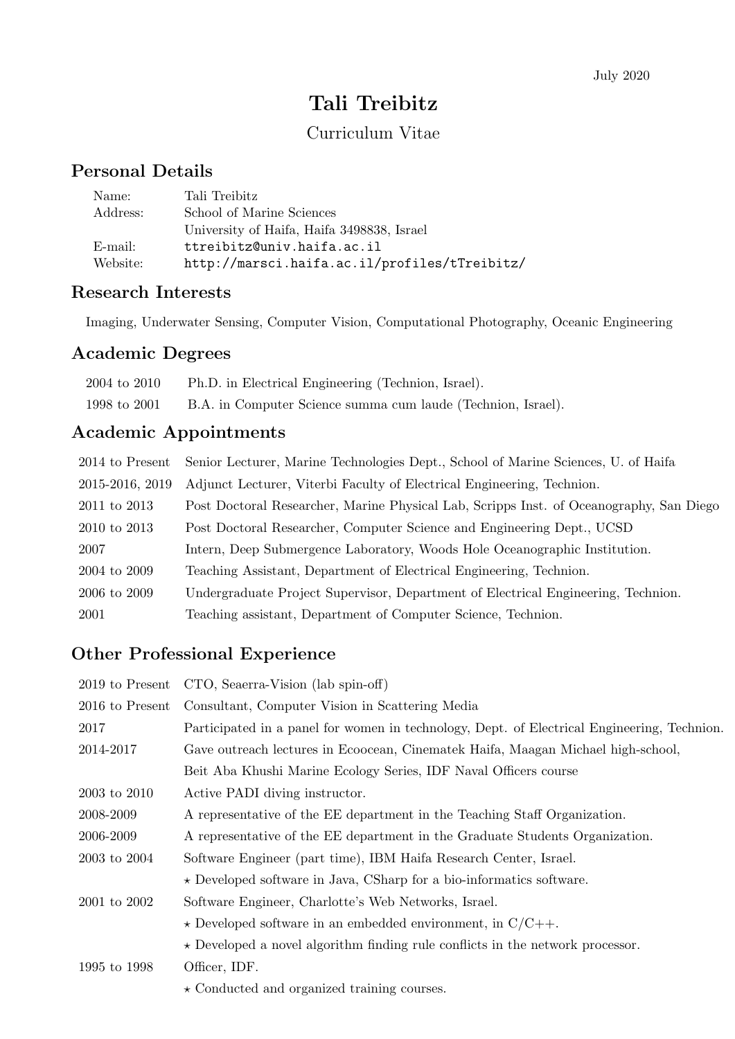July 2020

# Tali Treibitz

Curriculum Vitae

## Personal Details

| | |
|---|---|
| Name: | Tali Treibitz |
| Address: | School of Marine Sciences |
| | University of Haifa, Haifa 3498838, Israel |
| E-mail: | `ttreibitz@univ.haifa.ac.il` |
| Website: | `http://marsci.haifa.ac.il/profiles/tTreibitz/` |

## Research Interests

Imaging, Underwater Sensing, Computer Vision, Computational Photography, Oceanic Engineering

## Academic Degrees

| | |
|---|---|
| 2004 to 2010 | Ph.D. in Electrical Engineering (Technion, Israel). |
| 1998 to 2001 | B.A. in Computer Science summa cum laude (Technion, Israel). |

## Academic Appointments

| | |
|---|---|
| 2014 to Present | Senior Lecturer, Marine Technologies Dept., School of Marine Sciences, U. of Haifa |
| 2015-2016, 2019 | Adjunct Lecturer, Viterbi Faculty of Electrical Engineering, Technion. |
| 2011 to 2013 | Post Doctoral Researcher, Marine Physical Lab, Scripps Inst. of Oceanography, San Diego |
| 2010 to 2013 | Post Doctoral Researcher, Computer Science and Engineering Dept., UCSD |
| 2007 | Intern, Deep Submergence Laboratory, Woods Hole Oceanographic Institution. |
| 2004 to 2009 | Teaching Assistant, Department of Electrical Engineering, Technion. |
| 2006 to 2009 | Undergraduate Project Supervisor, Department of Electrical Engineering, Technion. |
| 2001 | Teaching assistant, Department of Computer Science, Technion. |

## Other Professional Experience

| | |
|---|---|
| 2019 to Present | CTO, Seaerra-Vision (lab spin-off) |
| 2016 to Present | Consultant, Computer Vision in Scattering Media |
| 2017 | Participated in a panel for women in technology, Dept. of Electrical Engineering, Technion. |
| 2014-2017 | Gave outreach lectures in Ecoocean, Cinematek Haifa, Maagan Michael high-school, |
| | Beit Aba Khushi Marine Ecology Series, IDF Naval Officers course |
| 2003 to 2010 | Active PADI diving instructor. |
| 2008-2009 | A representative of the EE department in the Teaching Staff Organization. |
| 2006-2009 | A representative of the EE department in the Graduate Students Organization. |
| 2003 to 2004 | Software Engineer (part time), IBM Haifa Research Center, Israel. |
| | ⋆ Developed software in Java, CSharp for a bio-informatics software. |
| 2001 to 2002 | Software Engineer, Charlotte's Web Networks, Israel. |
| | ⋆ Developed software in an embedded environment, in C/C++. |
| | ⋆ Developed a novel algorithm finding rule conflicts in the network processor. |
| 1995 to 1998 | Officer, IDF. |
| | ⋆ Conducted and organized training courses. |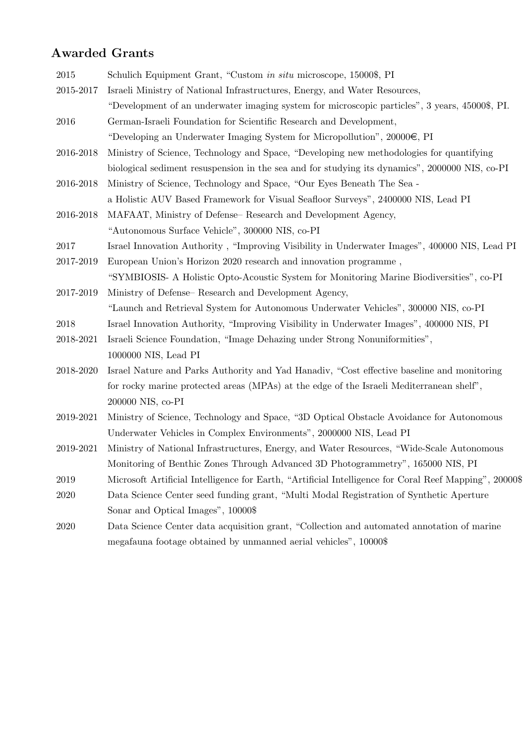## Awarded Grants

| | |
|---|---|
| 2015 | Schulich Equipment Grant, "Custom *in situ* microscope, 15000$, PI |
| 2015-2017 | Israeli Ministry of National Infrastructures, Energy, and Water Resources, "Development of an underwater imaging system for microscopic particles", 3 years, 45000$, PI. |
| 2016 | German-Israeli Foundation for Scientific Research and Development, "Developing an Underwater Imaging System for Micropollution", 20000€, PI |
| 2016-2018 | Ministry of Science, Technology and Space, "Developing new methodologies for quantifying biological sediment resuspension in the sea and for studying its dynamics", 2000000 NIS, co-PI |
| 2016-2018 | Ministry of Science, Technology and Space, "Our Eyes Beneath The Sea - a Holistic AUV Based Framework for Visual Seafloor Surveys", 2400000 NIS, Lead PI |
| 2016-2018 | MAFAAT, Ministry of Defense– Research and Development Agency, "Autonomous Surface Vehicle", 300000 NIS, co-PI |
| 2017 | Israel Innovation Authority , "Improving Visibility in Underwater Images", 400000 NIS, Lead PI |
| 2017-2019 | European Union's Horizon 2020 research and innovation programme , "SYMBIOSIS- A Holistic Opto-Acoustic System for Monitoring Marine Biodiversities", co-PI |
| 2017-2019 | Ministry of Defense– Research and Development Agency, "Launch and Retrieval System for Autonomous Underwater Vehicles", 300000 NIS, co-PI |
| 2018 | Israel Innovation Authority, "Improving Visibility in Underwater Images", 400000 NIS, PI |
| 2018-2021 | Israeli Science Foundation, "Image Dehazing under Strong Nonuniformities", 1000000 NIS, Lead PI |
| 2018-2020 | Israel Nature and Parks Authority and Yad Hanadiv, "Cost effective baseline and monitoring for rocky marine protected areas (MPAs) at the edge of the Israeli Mediterranean shelf", 200000 NIS, co-PI |
| 2019-2021 | Ministry of Science, Technology and Space, "3D Optical Obstacle Avoidance for Autonomous Underwater Vehicles in Complex Environments", 2000000 NIS, Lead PI |
| 2019-2021 | Ministry of National Infrastructures, Energy, and Water Resources, "Wide-Scale Autonomous Monitoring of Benthic Zones Through Advanced 3D Photogrammetry", 165000 NIS, PI |
| 2019 | Microsoft Artificial Intelligence for Earth, "Artificial Intelligence for Coral Reef Mapping", 20000$ |
| 2020 | Data Science Center seed funding grant, "Multi Modal Registration of Synthetic Aperture Sonar and Optical Images", 10000$ |
| 2020 | Data Science Center data acquisition grant, "Collection and automated annotation of marine megafauna footage obtained by unmanned aerial vehicles", 10000$ |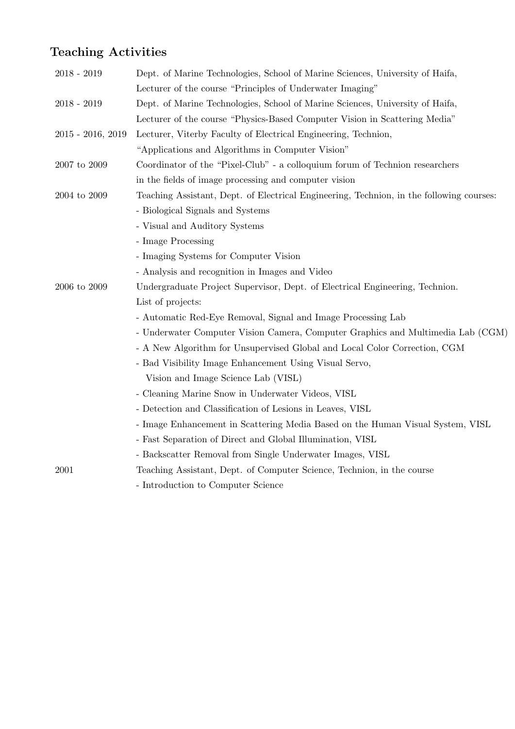## Teaching Activities

2018 - 2019 Dept. of Marine Technologies, School of Marine Sciences, University of Haifa,
Lecturer of the course “Principles of Underwater Imaging”

2018 - 2019 Dept. of Marine Technologies, School of Marine Sciences, University of Haifa,
Lecturer of the course “Physics-Based Computer Vision in Scattering Media”

2015 - 2016, 2019 Lecturer, Viterby Faculty of Electrical Engineering, Technion,
“Applications and Algorithms in Computer Vision”

2007 to 2009 Coordinator of the “Pixel-Club” - a colloquium forum of Technion researchers
in the fields of image processing and computer vision

2004 to 2009 Teaching Assistant, Dept. of Electrical Engineering, Technion, in the following courses:

- Biological Signals and Systems
- Visual and Auditory Systems
- Image Processing
- Imaging Systems for Computer Vision
- Analysis and recognition in Images and Video

2006 to 2009 Undergraduate Project Supervisor, Dept. of Electrical Engineering, Technion.
List of projects:

- Automatic Red-Eye Removal, Signal and Image Processing Lab
- Underwater Computer Vision Camera, Computer Graphics and Multimedia Lab (CGM)
- A New Algorithm for Unsupervised Global and Local Color Correction, CGM
- Bad Visibility Image Enhancement Using Visual Servo,
  Vision and Image Science Lab (VISL)
- Cleaning Marine Snow in Underwater Videos, VISL
- Detection and Classification of Lesions in Leaves, VISL
- Image Enhancement in Scattering Media Based on the Human Visual System, VISL
- Fast Separation of Direct and Global Illumination, VISL
- Backscatter Removal from Single Underwater Images, VISL

2001 Teaching Assistant, Dept. of Computer Science, Technion, in the course

- Introduction to Computer Science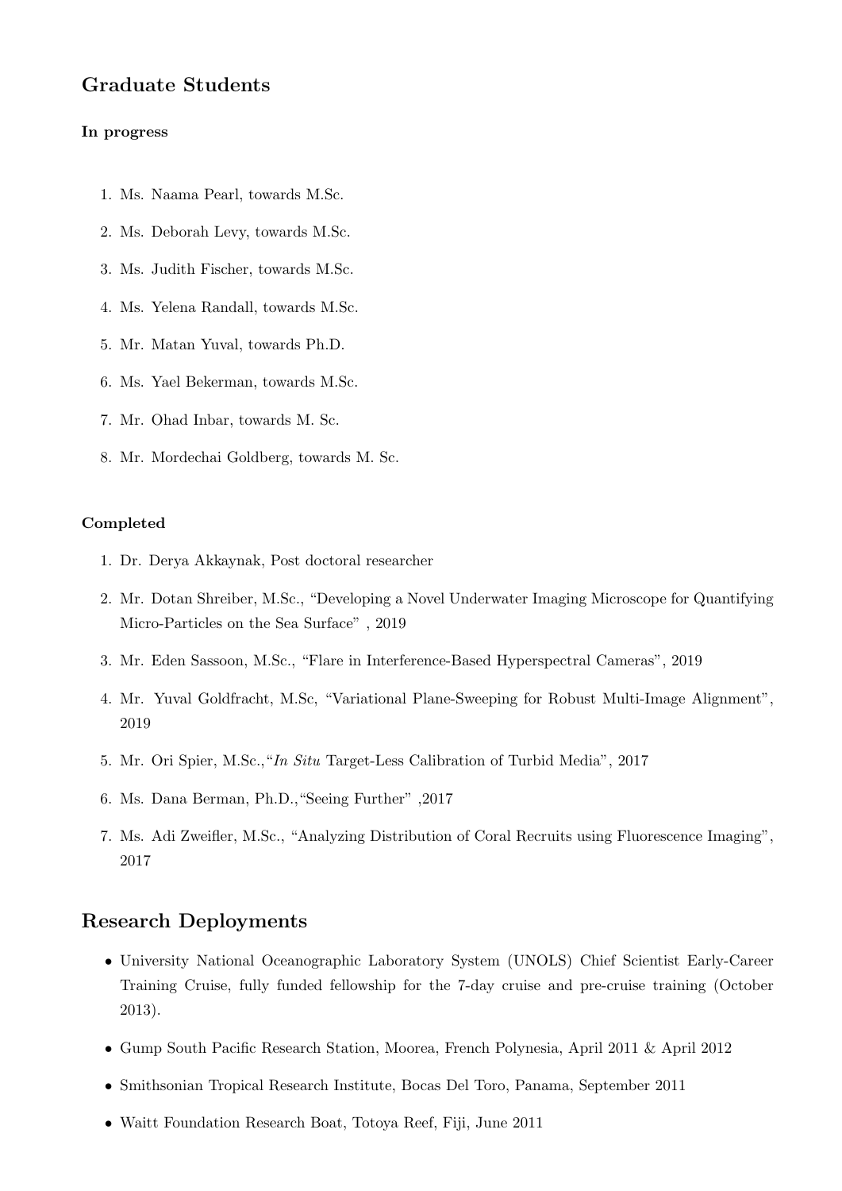## Graduate Students

**In progress**

1. Ms. Naama Pearl, towards M.Sc.
2. Ms. Deborah Levy, towards M.Sc.
3. Ms. Judith Fischer, towards M.Sc.
4. Ms. Yelena Randall, towards M.Sc.
5. Mr. Matan Yuval, towards Ph.D.
6. Ms. Yael Bekerman, towards M.Sc.
7. Mr. Ohad Inbar, towards M. Sc.
8. Mr. Mordechai Goldberg, towards M. Sc.

**Completed**

1. Dr. Derya Akkaynak, Post doctoral researcher
2. Mr. Dotan Shreiber, M.Sc., "Developing a Novel Underwater Imaging Microscope for Quantifying Micro-Particles on the Sea Surface" , 2019
3. Mr. Eden Sassoon, M.Sc., "Flare in Interference-Based Hyperspectral Cameras", 2019
4. Mr. Yuval Goldfracht, M.Sc, "Variational Plane-Sweeping for Robust Multi-Image Alignment", 2019
5. Mr. Ori Spier, M.Sc.,"*In Situ* Target-Less Calibration of Turbid Media", 2017
6. Ms. Dana Berman, Ph.D.,"Seeing Further" ,2017
7. Ms. Adi Zweifler, M.Sc., "Analyzing Distribution of Coral Recruits using Fluorescence Imaging", 2017

## Research Deployments

- University National Oceanographic Laboratory System (UNOLS) Chief Scientist Early-Career Training Cruise, fully funded fellowship for the 7-day cruise and pre-cruise training (October 2013).
- Gump South Pacific Research Station, Moorea, French Polynesia, April 2011 & April 2012
- Smithsonian Tropical Research Institute, Bocas Del Toro, Panama, September 2011
- Waitt Foundation Research Boat, Totoya Reef, Fiji, June 2011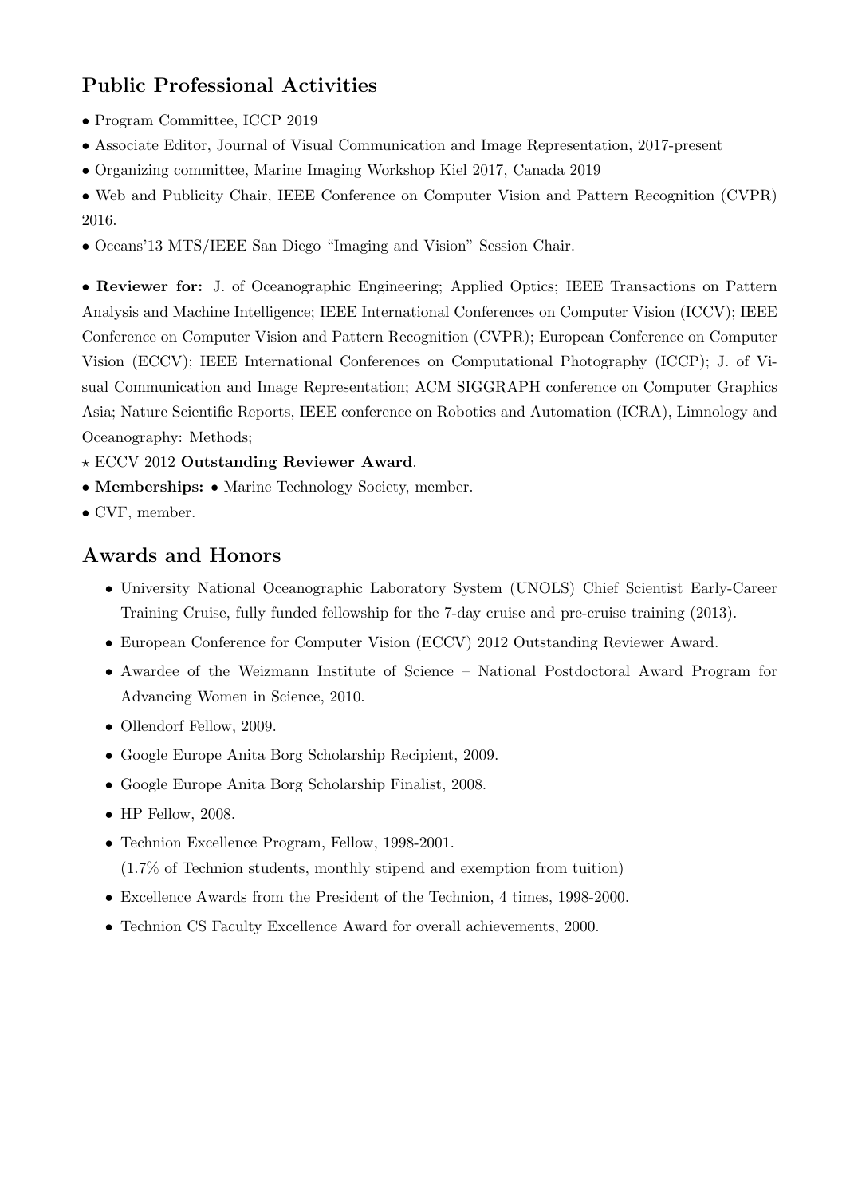## Public Professional Activities

- Program Committee, ICCP 2019
- Associate Editor, Journal of Visual Communication and Image Representation, 2017-present
- Organizing committee, Marine Imaging Workshop Kiel 2017, Canada 2019
- Web and Publicity Chair, IEEE Conference on Computer Vision and Pattern Recognition (CVPR) 2016.
- Oceans'13 MTS/IEEE San Diego "Imaging and Vision" Session Chair.

- **Reviewer for:** J. of Oceanographic Engineering; Applied Optics; IEEE Transactions on Pattern Analysis and Machine Intelligence; IEEE International Conferences on Computer Vision (ICCV); IEEE Conference on Computer Vision and Pattern Recognition (CVPR); European Conference on Computer Vision (ECCV); IEEE International Conferences on Computational Photography (ICCP); J. of Visual Communication and Image Representation; ACM SIGGRAPH conference on Computer Graphics Asia; Nature Scientific Reports, IEEE conference on Robotics and Automation (ICRA), Limnology and Oceanography: Methods;

⋆ ECCV 2012 **Outstanding Reviewer Award**.

- **Memberships:** • Marine Technology Society, member.
- CVF, member.

## Awards and Honors

- University National Oceanographic Laboratory System (UNOLS) Chief Scientist Early-Career Training Cruise, fully funded fellowship for the 7-day cruise and pre-cruise training (2013).
- European Conference for Computer Vision (ECCV) 2012 Outstanding Reviewer Award.
- Awardee of the Weizmann Institute of Science – National Postdoctoral Award Program for Advancing Women in Science, 2010.
- Ollendorf Fellow, 2009.
- Google Europe Anita Borg Scholarship Recipient, 2009.
- Google Europe Anita Borg Scholarship Finalist, 2008.
- HP Fellow, 2008.
- Technion Excellence Program, Fellow, 1998-2001.
  (1.7% of Technion students, monthly stipend and exemption from tuition)
- Excellence Awards from the President of the Technion, 4 times, 1998-2000.
- Technion CS Faculty Excellence Award for overall achievements, 2000.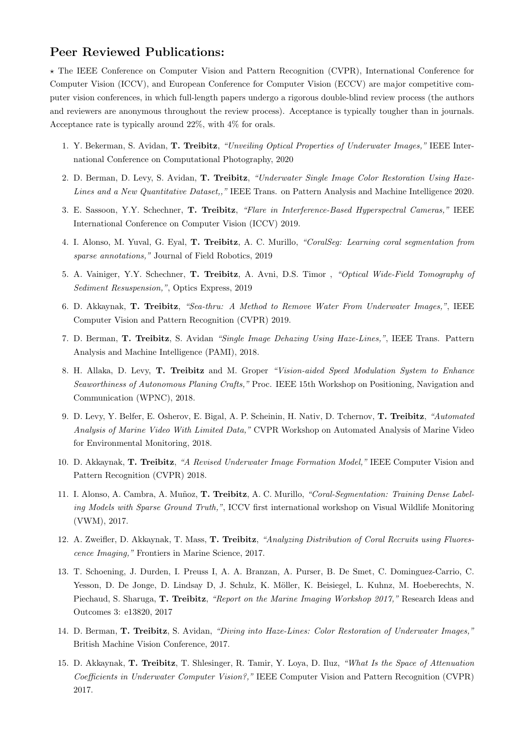## Peer Reviewed Publications:

⋆ The IEEE Conference on Computer Vision and Pattern Recognition (CVPR), International Conference for Computer Vision (ICCV), and European Conference for Computer Vision (ECCV) are major competitive computer vision conferences, in which full-length papers undergo a rigorous double-blind review process (the authors and reviewers are anonymous throughout the review process). Acceptance is typically tougher than in journals. Acceptance rate is typically around 22%, with 4% for orals.

1. Y. Bekerman, S. Avidan, **T. Treibitz**, *"Unveiling Optical Properties of Underwater Images,"* IEEE International Conference on Computational Photography, 2020
2. D. Berman, D. Levy, S. Avidan, **T. Treibitz**, *"Underwater Single Image Color Restoration Using Haze-Lines and a New Quantitative Dataset,,"* IEEE Trans. on Pattern Analysis and Machine Intelligence 2020.
3. E. Sassoon, Y.Y. Schechner, **T. Treibitz**, *"Flare in Interference-Based Hyperspectral Cameras,"* IEEE International Conference on Computer Vision (ICCV) 2019.
4. I. Alonso, M. Yuval, G. Eyal, **T. Treibitz**, A. C. Murillo, *"CoralSeg: Learning coral segmentation from sparse annotations,"* Journal of Field Robotics, 2019
5. A. Vainiger, Y.Y. Schechner, **T. Treibitz**, A. Avni, D.S. Timor , *"Optical Wide-Field Tomography of Sediment Resuspension,"*, Optics Express, 2019
6. D. Akkaynak, **T. Treibitz**, *"Sea-thru: A Method to Remove Water From Underwater Images,"*, IEEE Computer Vision and Pattern Recognition (CVPR) 2019.
7. D. Berman, **T. Treibitz**, S. Avidan *"Single Image Dehazing Using Haze-Lines,"*, IEEE Trans. Pattern Analysis and Machine Intelligence (PAMI), 2018.
8. H. Allaka, D. Levy, **T. Treibitz** and M. Groper *"Vision-aided Speed Modulation System to Enhance Seaworthiness of Autonomous Planing Crafts,"* Proc. IEEE 15th Workshop on Positioning, Navigation and Communication (WPNC), 2018.
9. D. Levy, Y. Belfer, E. Osherov, E. Bigal, A. P. Scheinin, H. Nativ, D. Tchernov, **T. Treibitz**, *"Automated Analysis of Marine Video With Limited Data,"* CVPR Workshop on Automated Analysis of Marine Video for Environmental Monitoring, 2018.
10. D. Akkaynak, **T. Treibitz**, *"A Revised Underwater Image Formation Model,"* IEEE Computer Vision and Pattern Recognition (CVPR) 2018.
11. I. Alonso, A. Cambra, A. Muñoz, **T. Treibitz**, A. C. Murillo, *"Coral-Segmentation: Training Dense Labeling Models with Sparse Ground Truth,"*, ICCV first international workshop on Visual Wildlife Monitoring (VWM), 2017.
12. A. Zweifler, D. Akkaynak, T. Mass, **T. Treibitz**, *"Analyzing Distribution of Coral Recruits using Fluorescence Imaging,"* Frontiers in Marine Science, 2017.
13. T. Schoening, J. Durden, I. Preuss I, A. A. Branzan, A. Purser, B. De Smet, C. Dominguez-Carrio, C. Yesson, D. De Jonge, D. Lindsay D, J. Schulz, K. Möller, K. Beisiegel, L. Kuhnz, M. Hoeberechts, N. Piechaud, S. Sharuga, **T. Treibitz**, *"Report on the Marine Imaging Workshop 2017,"* Research Ideas and Outcomes 3: e13820, 2017
14. D. Berman, **T. Treibitz**, S. Avidan, *"Diving into Haze-Lines: Color Restoration of Underwater Images,"* British Machine Vision Conference, 2017.
15. D. Akkaynak, **T. Treibitz**, T. Shlesinger, R. Tamir, Y. Loya, D. Iluz, *"What Is the Space of Attenuation Coefficients in Underwater Computer Vision?,"* IEEE Computer Vision and Pattern Recognition (CVPR) 2017.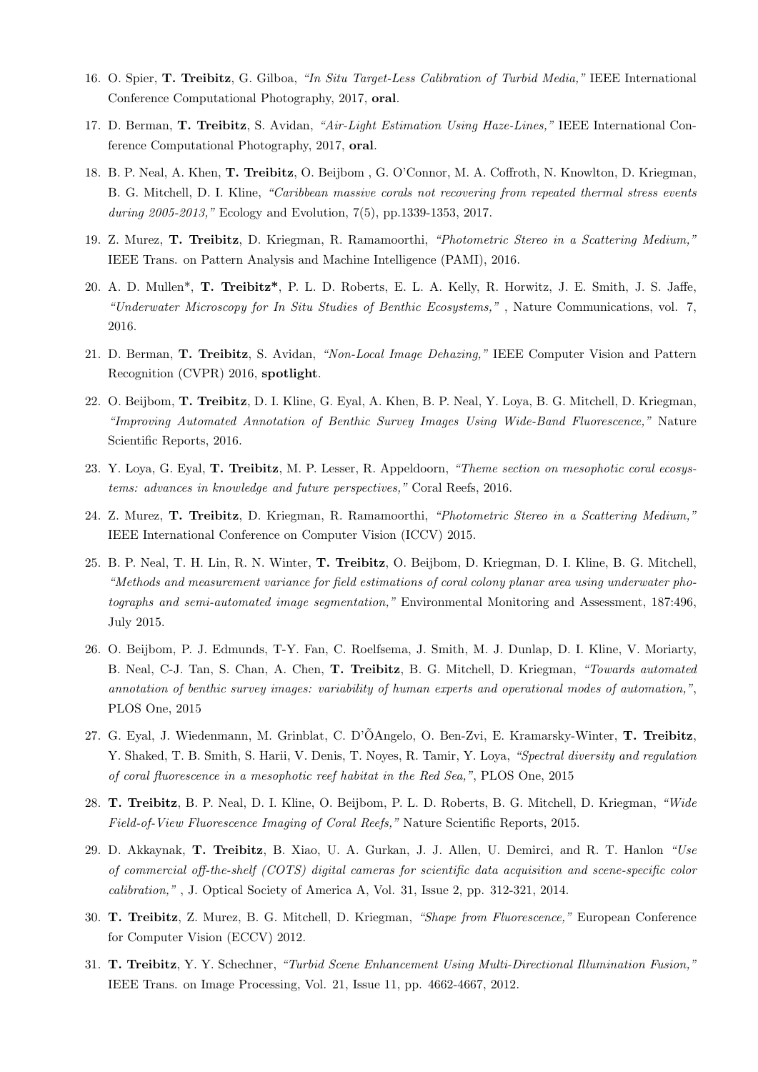16. O. Spier, **T. Treibitz**, G. Gilboa, *"In Situ Target-Less Calibration of Turbid Media,"* IEEE International Conference Computational Photography, 2017, **oral**.

17. D. Berman, **T. Treibitz**, S. Avidan, *"Air-Light Estimation Using Haze-Lines,"* IEEE International Conference Computational Photography, 2017, **oral**.

18. B. P. Neal, A. Khen, **T. Treibitz**, O. Beijbom , G. O'Connor, M. A. Coffroth, N. Knowlton, D. Kriegman, B. G. Mitchell, D. I. Kline, *"Caribbean massive corals not recovering from repeated thermal stress events during 2005-2013,"* Ecology and Evolution, 7(5), pp.1339-1353, 2017.

19. Z. Murez, **T. Treibitz**, D. Kriegman, R. Ramamoorthi, *"Photometric Stereo in a Scattering Medium,"* IEEE Trans. on Pattern Analysis and Machine Intelligence (PAMI), 2016.

20. A. D. Mullen*, **T. Treibitz***, P. L. D. Roberts, E. L. A. Kelly, R. Horwitz, J. E. Smith, J. S. Jaffe, *"Underwater Microscopy for In Situ Studies of Benthic Ecosystems,"* , Nature Communications, vol. 7, 2016.

21. D. Berman, **T. Treibitz**, S. Avidan, *"Non-Local Image Dehazing,"* IEEE Computer Vision and Pattern Recognition (CVPR) 2016, **spotlight**.

22. O. Beijbom, **T. Treibitz**, D. I. Kline, G. Eyal, A. Khen, B. P. Neal, Y. Loya, B. G. Mitchell, D. Kriegman, *"Improving Automated Annotation of Benthic Survey Images Using Wide-Band Fluorescence,"* Nature Scientific Reports, 2016.

23. Y. Loya, G. Eyal, **T. Treibitz**, M. P. Lesser, R. Appeldoorn, *"Theme section on mesophotic coral ecosystems: advances in knowledge and future perspectives,"* Coral Reefs, 2016.

24. Z. Murez, **T. Treibitz**, D. Kriegman, R. Ramamoorthi, *"Photometric Stereo in a Scattering Medium,"* IEEE International Conference on Computer Vision (ICCV) 2015.

25. B. P. Neal, T. H. Lin, R. N. Winter, **T. Treibitz**, O. Beijbom, D. Kriegman, D. I. Kline, B. G. Mitchell, *"Methods and measurement variance for field estimations of coral colony planar area using underwater photographs and semi-automated image segmentation,"* Environmental Monitoring and Assessment, 187:496, July 2015.

26. O. Beijbom, P. J. Edmunds, T-Y. Fan, C. Roelfsema, J. Smith, M. J. Dunlap, D. I. Kline, V. Moriarty, B. Neal, C-J. Tan, S. Chan, A. Chen, **T. Treibitz**, B. G. Mitchell, D. Kriegman, *"Towards automated annotation of benthic survey images: variability of human experts and operational modes of automation,"*, PLOS One, 2015

27. G. Eyal, J. Wiedenmann, M. Grinblat, C. D'ÕAngelo, O. Ben-Zvi, E. Kramarsky-Winter, **T. Treibitz**, Y. Shaked, T. B. Smith, S. Harii, V. Denis, T. Noyes, R. Tamir, Y. Loya, *"Spectral diversity and regulation of coral fluorescence in a mesophotic reef habitat in the Red Sea,"*, PLOS One, 2015

28. **T. Treibitz**, B. P. Neal, D. I. Kline, O. Beijbom, P. L. D. Roberts, B. G. Mitchell, D. Kriegman, *"Wide Field-of-View Fluorescence Imaging of Coral Reefs,"* Nature Scientific Reports, 2015.

29. D. Akkaynak, **T. Treibitz**, B. Xiao, U. A. Gurkan, J. J. Allen, U. Demirci, and R. T. Hanlon *"Use of commercial off-the-shelf (COTS) digital cameras for scientific data acquisition and scene-specific color calibration,"* , J. Optical Society of America A, Vol. 31, Issue 2, pp. 312-321, 2014.

30. **T. Treibitz**, Z. Murez, B. G. Mitchell, D. Kriegman, *"Shape from Fluorescence,"* European Conference for Computer Vision (ECCV) 2012.

31. **T. Treibitz**, Y. Y. Schechner, *"Turbid Scene Enhancement Using Multi-Directional Illumination Fusion,"* IEEE Trans. on Image Processing, Vol. 21, Issue 11, pp. 4662-4667, 2012.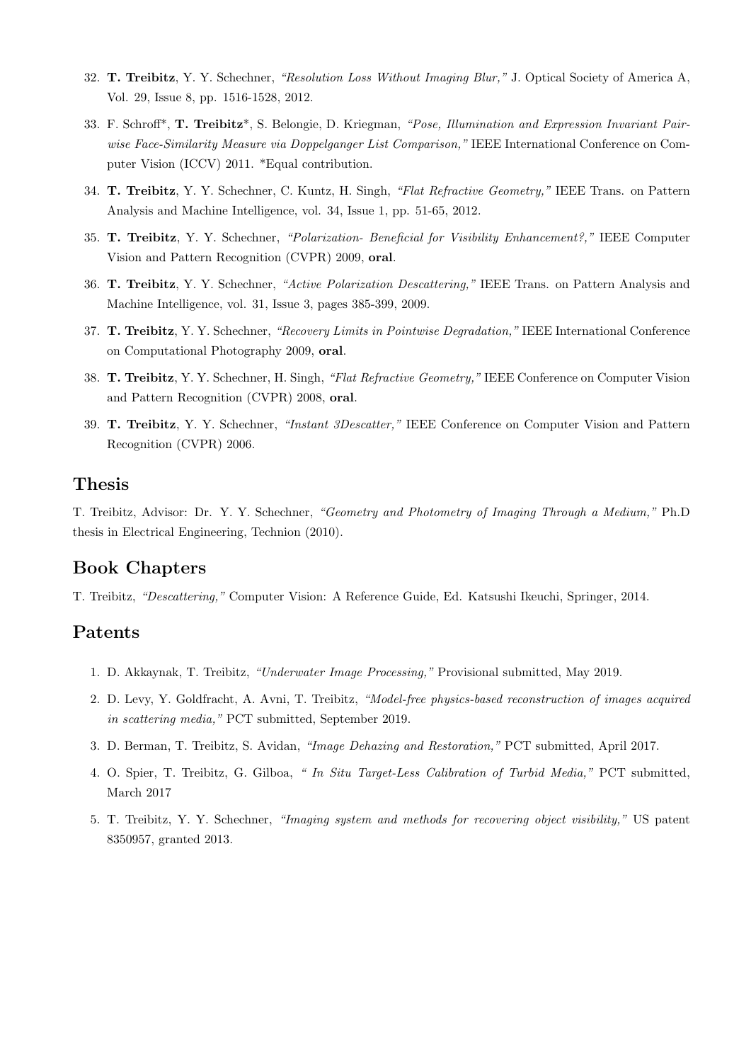32. **T. Treibitz**, Y. Y. Schechner, *"Resolution Loss Without Imaging Blur,"* J. Optical Society of America A, Vol. 29, Issue 8, pp. 1516-1528, 2012.

33. F. Schroff*, **T. Treibitz***, S. Belongie, D. Kriegman, *"Pose, Illumination and Expression Invariant Pairwise Face-Similarity Measure via Doppelganger List Comparison,"* IEEE International Conference on Computer Vision (ICCV) 2011. *Equal contribution.

34. **T. Treibitz**, Y. Y. Schechner, C. Kuntz, H. Singh, *"Flat Refractive Geometry,"* IEEE Trans. on Pattern Analysis and Machine Intelligence, vol. 34, Issue 1, pp. 51-65, 2012.

35. **T. Treibitz**, Y. Y. Schechner, *"Polarization- Beneficial for Visibility Enhancement?,"* IEEE Computer Vision and Pattern Recognition (CVPR) 2009, **oral**.

36. **T. Treibitz**, Y. Y. Schechner, *"Active Polarization Descattering,"* IEEE Trans. on Pattern Analysis and Machine Intelligence, vol. 31, Issue 3, pages 385-399, 2009.

37. **T. Treibitz**, Y. Y. Schechner, *"Recovery Limits in Pointwise Degradation,"* IEEE International Conference on Computational Photography 2009, **oral**.

38. **T. Treibitz**, Y. Y. Schechner, H. Singh, *"Flat Refractive Geometry,"* IEEE Conference on Computer Vision and Pattern Recognition (CVPR) 2008, **oral**.

39. **T. Treibitz**, Y. Y. Schechner, *"Instant 3Descatter,"* IEEE Conference on Computer Vision and Pattern Recognition (CVPR) 2006.

## Thesis

T. Treibitz, Advisor: Dr. Y. Y. Schechner, *"Geometry and Photometry of Imaging Through a Medium,"* Ph.D thesis in Electrical Engineering, Technion (2010).

## Book Chapters

T. Treibitz, *"Descattering,"* Computer Vision: A Reference Guide, Ed. Katsushi Ikeuchi, Springer, 2014.

## Patents

1. D. Akkaynak, T. Treibitz, *"Underwater Image Processing,"* Provisional submitted, May 2019.

2. D. Levy, Y. Goldfracht, A. Avni, T. Treibitz, *"Model-free physics-based reconstruction of images acquired in scattering media,"* PCT submitted, September 2019.

3. D. Berman, T. Treibitz, S. Avidan, *"Image Dehazing and Restoration,"* PCT submitted, April 2017.

4. O. Spier, T. Treibitz, G. Gilboa, *" In Situ Target-Less Calibration of Turbid Media,"* PCT submitted, March 2017

5. T. Treibitz, Y. Y. Schechner, *"Imaging system and methods for recovering object visibility,"* US patent 8350957, granted 2013.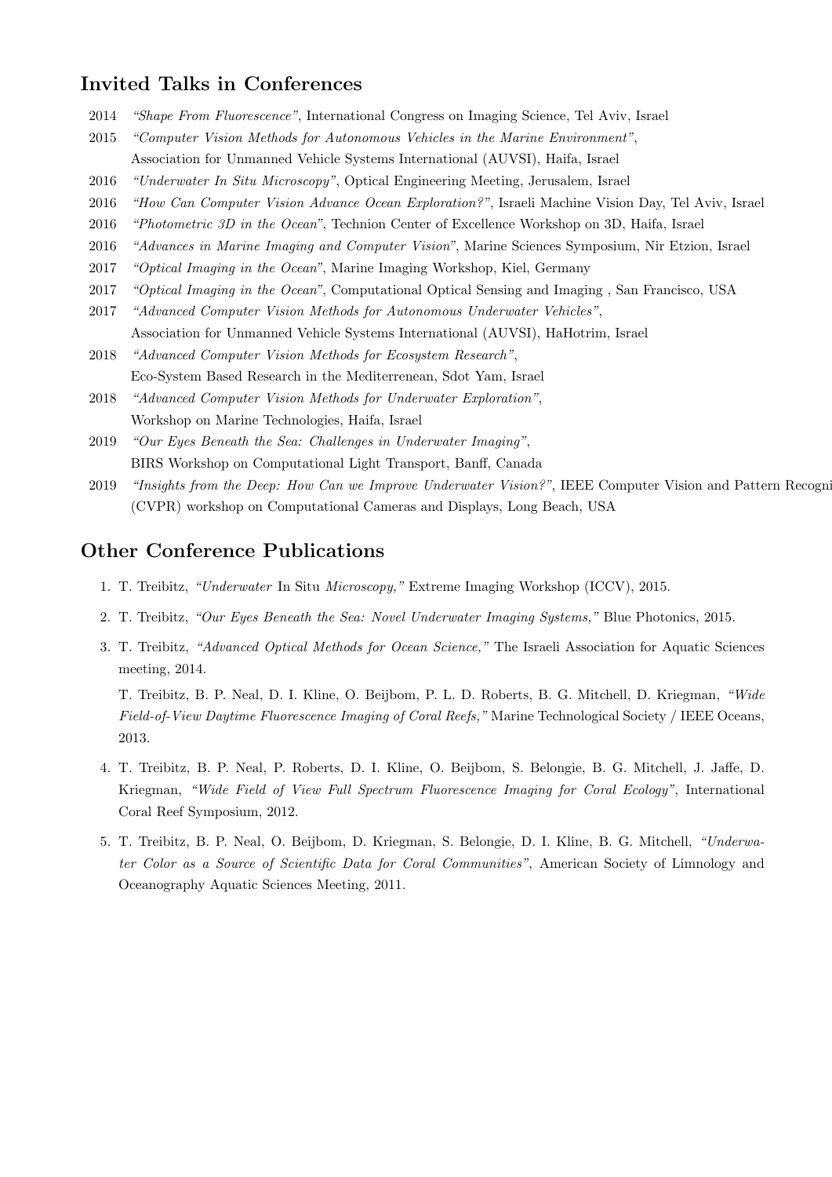## Invited Talks in Conferences

- 2014 *"Shape From Fluorescence"*, International Congress on Imaging Science, Tel Aviv, Israel
- 2015 *"Computer Vision Methods for Autonomous Vehicles in the Marine Environment"*, Association for Unmanned Vehicle Systems International (AUVSI), Haifa, Israel
- 2016 *"Underwater In Situ Microscopy"*, Optical Engineering Meeting, Jerusalem, Israel
- 2016 *"How Can Computer Vision Advance Ocean Exploration?"*, Israeli Machine Vision Day, Tel Aviv, Israel
- 2016 *"Photometric 3D in the Ocean"*, Technion Center of Excellence Workshop on 3D, Haifa, Israel
- 2016 *"Advances in Marine Imaging and Computer Vision"*, Marine Sciences Symposium, Nir Etzion, Israel
- 2017 *"Optical Imaging in the Ocean"*, Marine Imaging Workshop, Kiel, Germany
- 2017 *"Optical Imaging in the Ocean"*, Computational Optical Sensing and Imaging , San Francisco, USA
- 2017 *"Advanced Computer Vision Methods for Autonomous Underwater Vehicles"*, Association for Unmanned Vehicle Systems International (AUVSI), HaHotrim, Israel
- 2018 *"Advanced Computer Vision Methods for Ecosystem Research"*, Eco-System Based Research in the Mediterrenean, Sdot Yam, Israel
- 2018 *"Advanced Computer Vision Methods for Underwater Exploration"*, Workshop on Marine Technologies, Haifa, Israel
- 2019 *"Our Eyes Beneath the Sea: Challenges in Underwater Imaging"*, BIRS Workshop on Computational Light Transport, Banff, Canada
- 2019 *"Insights from the Deep: How Can we Improve Underwater Vision?"*, IEEE Computer Vision and Pattern Recogni (CVPR) workshop on Computational Cameras and Displays, Long Beach, USA

## Other Conference Publications

1. T. Treibitz, *"Underwater* In Situ *Microscopy,"* Extreme Imaging Workshop (ICCV), 2015.
2. T. Treibitz, *"Our Eyes Beneath the Sea: Novel Underwater Imaging Systems,"* Blue Photonics, 2015.
3. T. Treibitz, *"Advanced Optical Methods for Ocean Science,"* The Israeli Association for Aquatic Sciences meeting, 2014.

   T. Treibitz, B. P. Neal, D. I. Kline, O. Beijbom, P. L. D. Roberts, B. G. Mitchell, D. Kriegman, *"Wide Field-of-View Daytime Fluorescence Imaging of Coral Reefs,"* Marine Technological Society / IEEE Oceans, 2013.

4. T. Treibitz, B. P. Neal, P. Roberts, D. I. Kline, O. Beijbom, S. Belongie, B. G. Mitchell, J. Jaffe, D. Kriegman, *"Wide Field of View Full Spectrum Fluorescence Imaging for Coral Ecology"*, International Coral Reef Symposium, 2012.
5. T. Treibitz, B. P. Neal, O. Beijbom, D. Kriegman, S. Belongie, D. I. Kline, B. G. Mitchell, *"Underwater Color as a Source of Scientific Data for Coral Communities"*, American Society of Limnology and Oceanography Aquatic Sciences Meeting, 2011.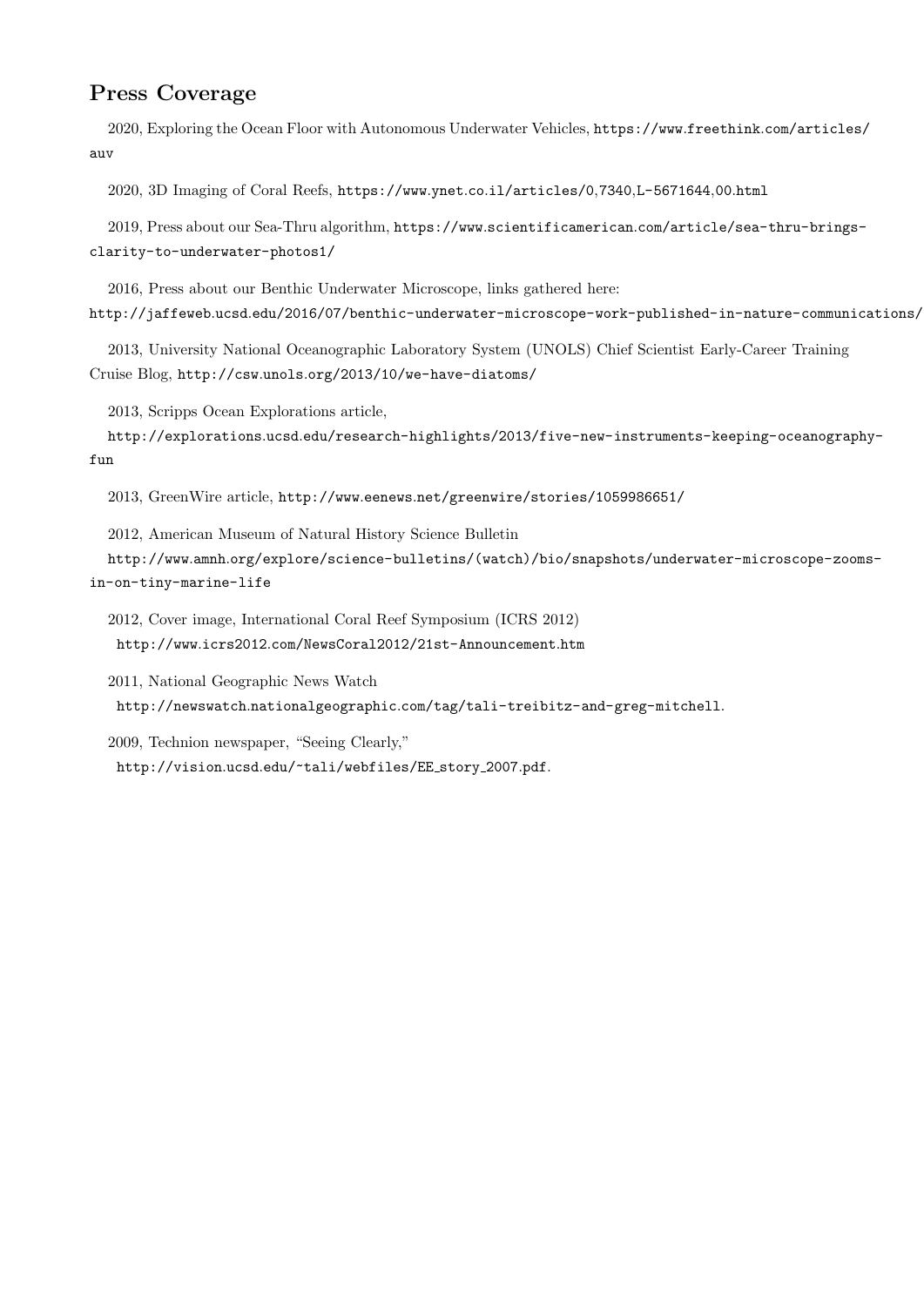## Press Coverage

2020, Exploring the Ocean Floor with Autonomous Underwater Vehicles, https://www.freethink.com/articles/auv

2020, 3D Imaging of Coral Reefs, https://www.ynet.co.il/articles/0,7340,L-5671644,00.html

2019, Press about our Sea-Thru algorithm, https://www.scientificamerican.com/article/sea-thru-brings-clarity-to-underwater-photos1/

2016, Press about our Benthic Underwater Microscope, links gathered here: http://jaffeweb.ucsd.edu/2016/07/benthic-underwater-microscope-work-published-in-nature-communications/

2013, University National Oceanographic Laboratory System (UNOLS) Chief Scientist Early-Career Training Cruise Blog, http://csw.unols.org/2013/10/we-have-diatoms/

2013, Scripps Ocean Explorations article, http://explorations.ucsd.edu/research-highlights/2013/five-new-instruments-keeping-oceanography-fun

2013, GreenWire article, http://www.eenews.net/greenwire/stories/1059986651/

2012, American Museum of Natural History Science Bulletin http://www.amnh.org/explore/science-bulletins/(watch)/bio/snapshots/underwater-microscope-zooms-in-on-tiny-marine-life

2012, Cover image, International Coral Reef Symposium (ICRS 2012) http://www.icrs2012.com/NewsCoral2012/21st-Announcement.htm

2011, National Geographic News Watch http://newswatch.nationalgeographic.com/tag/tali-treibitz-and-greg-mitchell.

2009, Technion newspaper, "Seeing Clearly," http://vision.ucsd.edu/~tali/webfiles/EE_story_2007.pdf.